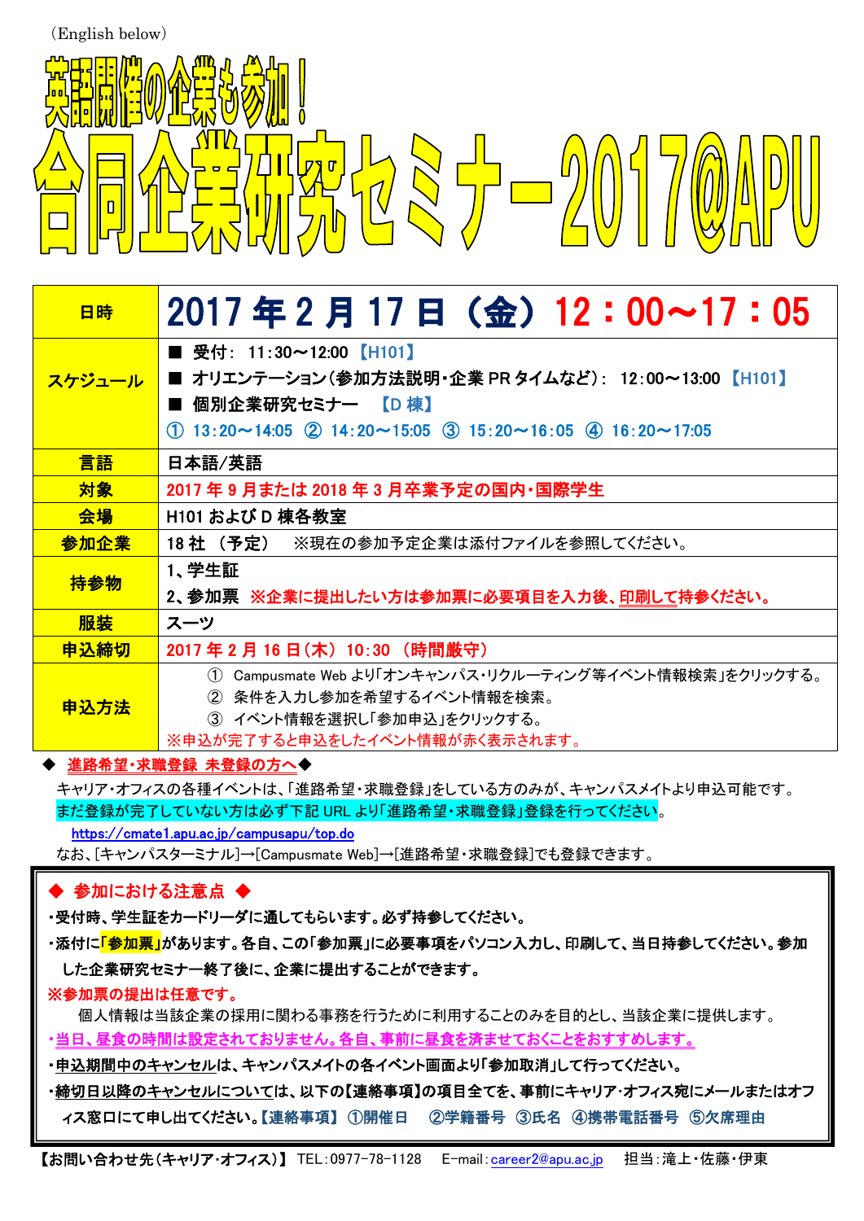（English below）

# 英語開催の企業も参加！
# 合同企業研究セミナー2017@APU

| 日時 | 2017 年 2 月 17 日（金）12：00～17：05 |
|---|---|
| スケジュール | ■ 受付: 11:30～12:00 【H101】<br>■ オリエンテーション(参加方法説明・企業 PR タイムなど): 12:00～13:00 【H101】<br>■ 個別企業研究セミナー 【D 棟】<br>① 13:20～14:05 ② 14:20～15:05 ③ 15:20～16:05 ④ 16:20～17:05 |
| 言語 | 日本語/英語 |
| 対象 | 2017 年 9 月または 2018 年 3 月卒業予定の国内・国際学生 |
| 会場 | H101 および D 棟各教室 |
| 参加企業 | 18 社 （予定） ※現在の参加予定企業は添付ファイルを参照してください。 |
| 持参物 | 1、学生証<br>2、参加票 ※企業に提出したい方は参加票に必要項目を入力後、印刷して持参ください。 |
| 服装 | スーツ |
| 申込締切 | 2017 年 2 月 16 日（木） 10:30 （時間厳守） |
| 申込方法 | ① Campusmate Web より「オンキャンパス・リクルーティング等イベント情報検索」をクリックする。<br>② 条件を入力し参加を希望するイベント情報を検索。<br>③ イベント情報を選択し「参加申込」をクリックする。<br>※申込が完了すると申込をしたイベント情報が赤く表示されます。 |

◆ 進路希望・求職登録 未登録の方へ◆

キャリア・オフィスの各種イベントは、「進路希望・求職登録」をしている方のみが、キャンパスメイトより申込可能です。まだ登録が完了していない方は必ず下記 URL より「進路希望・求職登録」登録を行ってください。

https://cmate1.apu.ac.jp/campusapu/top.do

なお、[キャンパスターミナル]→[Campusmate Web]→[進路希望・求職登録]でも登録できます。

### ◆ 参加における注意点 ◆

・受付時、学生証をカードリーダに通してもらいます。必ず持参してください。

・添付に「参加票」があります。各自、この「参加票」に必要事項をパソコン入力し、印刷して、当日持参してください。参加した企業研究セミナー終了後に、企業に提出することができます。

※参加票の提出は任意です。

個人情報は当該企業の採用に関わる事務を行うために利用することのみを目的とし、当該企業に提供します。

・当日、昼食の時間は設定されておりません。各自、事前に昼食を済ませておくことをおすすめします。

・申込期間中のキャンセルは、キャンパスメイトの各イベント画面より「参加取消」して行ってください。

・締切日以降のキャンセルについては、以下の【連絡事項】の項目全てを、事前にキャリア・オフィス宛にメールまたはオフィス窓口にて申し出てください。【連絡事項】 ①開催日 ②学籍番号 ③氏名 ④携帯電話番号 ⑤欠席理由

【お問い合わせ先（キャリア・オフィス）】 TEL：0977-78-1128 E-mail：career2@apu.ac.jp 担当：滝上・佐藤・伊東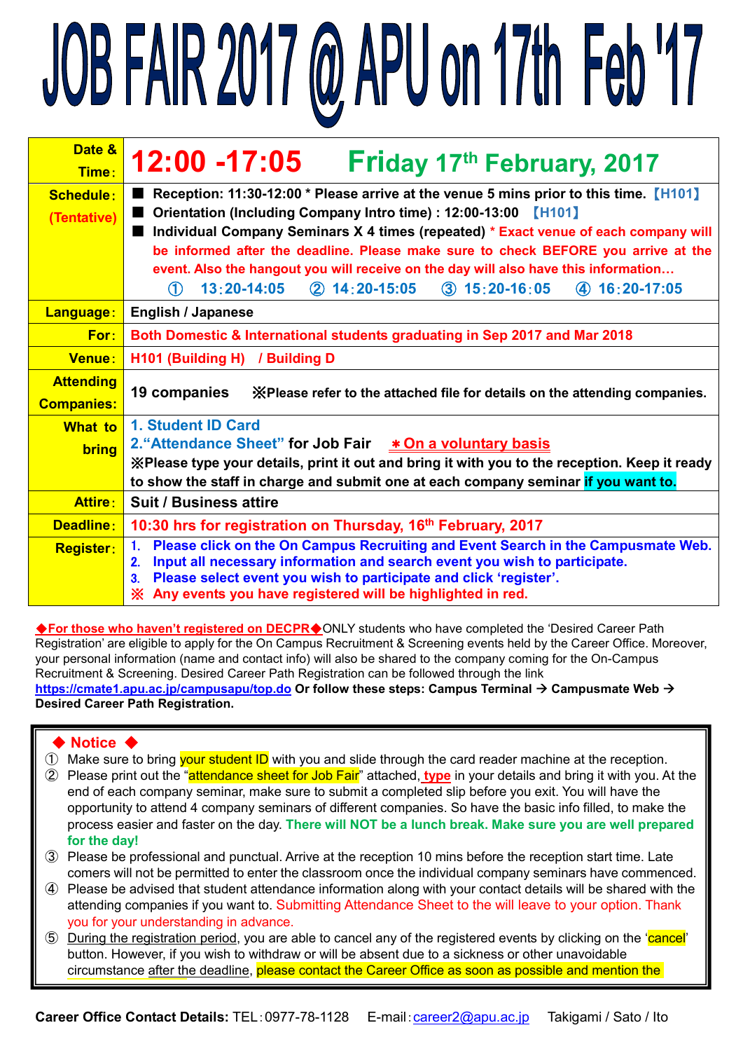# JOB FAIR 2017 @ APU on 17th Feb '17

| | |
|---|---|
| **Date & Time:** | **12:00 -17:05　　Friday 17th February, 2017** |
| **Schedule: (Tentative)** | ■ **Reception: 11:30-12:00 * Please arrive at the venue 5 mins prior to this time.【H101】**<br>■ **Orientation (Including Company Intro time) : 12:00-13:00　【H101】**<br>■ **Individual Company Seminars X 4 times (repeated) * Exact venue of each company will be informed after the deadline. Please make sure to check BEFORE you arrive at the event. Also the hangout you will receive on the day will also have this information…**<br>① 13:20-14:05　② 14:20-15:05　③ 15:20-16:05　④ 16:20-17:05 |
| **Language:** | **English / Japanese** |
| **For:** | **Both Domestic & International students graduating in Sep 2017 and Mar 2018** |
| **Venue:** | **H101 (Building H)　/ Building D** |
| **Attending Companies:** | **19 companies　※Please refer to the attached file for details on the attending companies.** |
| **What to bring** | **1. Student ID Card**<br>**2."Attendance Sheet" for Job Fair　*On a voluntary basis**<br>**※Please type your details, print it out and bring it with you to the reception. Keep it ready to show the staff in charge and submit one at each company seminar if you want to.** |
| **Attire:** | **Suit / Business attire** |
| **Deadline:** | **10:30 hrs for registration on Thursday, 16th February, 2017** |
| **Register:** | 1. **Please click on the On Campus Recruiting and Event Search in the Campusmate Web.**<br>2. **Input all necessary information and search event you wish to participate.**<br>3. **Please select event you wish to participate and click 'register'.**<br>※ **Any events you have registered will be highlighted in red.** |

◆For those who haven't registered on DECPR◆ONLY students who have completed the 'Desired Career Path Registration' are eligible to apply for the On Campus Recruitment & Screening events held by the Career Office. Moreover, your personal information (name and contact info) will also be shared to the company coming for the On-Campus Recruitment & Screening. Desired Career Path Registration can be followed through the link https://cmate1.apu.ac.jp/campusapu/top.do **Or follow these steps: Campus Terminal → Campusmate Web → Desired Career Path Registration.**

## ◆ Notice ◆

① Make sure to bring your student ID with you and slide through the card reader machine at the reception.

② Please print out the "attendance sheet for Job Fair" attached, type in your details and bring it with you. At the end of each company seminar, make sure to submit a completed slip before you exit. You will have the opportunity to attend 4 company seminars of different companies. So have the basic info filled, to make the process easier and faster on the day. **There will NOT be a lunch break. Make sure you are well prepared for the day!**

③ Please be professional and punctual. Arrive at the reception 10 mins before the reception start time. Late comers will not be permitted to enter the classroom once the individual company seminars have commenced.

④ Please be advised that student attendance information along with your contact details will be shared with the attending companies if you want to. Submitting Attendance Sheet to the will leave to your option. Thank you for your understanding in advance.

⑤ During the registration period, you are able to cancel any of the registered events by clicking on the 'cancel' button. However, if you wish to withdraw or will be absent due to a sickness or other unavoidable circumstance after the deadline, please contact the Career Office as soon as possible and mention the

**Career Office Contact Details:** TEL：0977-78-1128　E-mail：career2@apu.ac.jp　Takigami / Sato / Ito